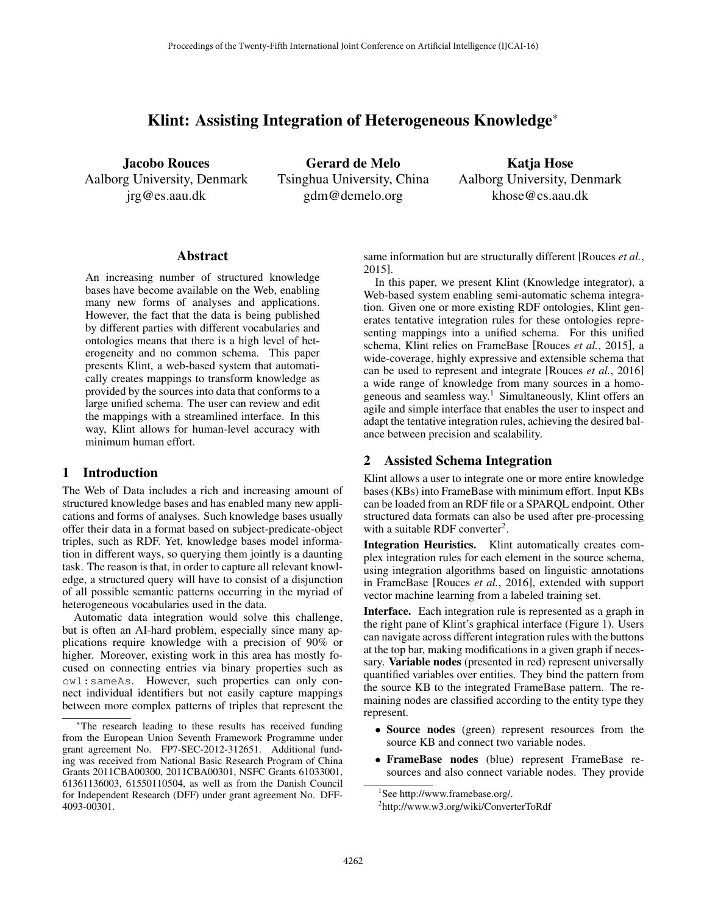# Klint: Assisting Integration of Heterogeneous Knowledge*

**Jacobo Rouces**
Aalborg University, Denmark
jrg@es.aau.dk

**Gerard de Melo**
Tsinghua University, China
gdm@demelo.org

**Katja Hose**
Aalborg University, Denmark
khose@cs.aau.dk

## Abstract

An increasing number of structured knowledge bases have become available on the Web, enabling many new forms of analyses and applications. However, the fact that the data is being published by different parties with different vocabularies and ontologies means that there is a high level of heterogeneity and no common schema. This paper presents Klint, a web-based system that automatically creates mappings to transform knowledge as provided by the sources into data that conforms to a large unified schema. The user can review and edit the mappings with a streamlined interface. In this way, Klint allows for human-level accuracy with minimum human effort.

## 1 Introduction

The Web of Data includes a rich and increasing amount of structured knowledge bases and has enabled many new applications and forms of analyses. Such knowledge bases usually offer their data in a format based on subject-predicate-object triples, such as RDF. Yet, knowledge bases model information in different ways, so querying them jointly is a daunting task. The reason is that, in order to capture all relevant knowledge, a structured query will have to consist of a disjunction of all possible semantic patterns occurring in the myriad of heterogeneous vocabularies used in the data.

Automatic data integration would solve this challenge, but is often an AI-hard problem, especially since many applications require knowledge with a precision of 90% or higher. Moreover, existing work in this area has mostly focused on connecting entries via binary properties such as `owl:sameAs`. However, such properties can only connect individual identifiers but not easily capture mappings between more complex patterns of triples that represent the same information but are structurally different [Rouces *et al.*, 2015].

In this paper, we present Klint (Knowledge integrator), a Web-based system enabling semi-automatic schema integration. Given one or more existing RDF ontologies, Klint generates tentative integration rules for these ontologies representing mappings into a unified schema. For this unified schema, Klint relies on FrameBase [Rouces *et al.*, 2015], a wide-coverage, highly expressive and extensible schema that can be used to represent and integrate [Rouces *et al.*, 2016] a wide range of knowledge from many sources in a homogeneous and seamless way.[1] Simultaneously, Klint offers an agile and simple interface that enables the user to inspect and adapt the tentative integration rules, achieving the desired balance between precision and scalability.

## 2 Assisted Schema Integration

Klint allows a user to integrate one or more entire knowledge bases (KBs) into FrameBase with minimum effort. Input KBs can be loaded from an RDF file or a SPARQL endpoint. Other structured data formats can also be used after pre-processing with a suitable RDF converter[2].

**Integration Heuristics.** Klint automatically creates complex integration rules for each element in the source schema, using integration algorithms based on linguistic annotations in FrameBase [Rouces *et al.*, 2016], extended with support vector machine learning from a labeled training set.

**Interface.** Each integration rule is represented as a graph in the right pane of Klint's graphical interface (Figure 1). Users can navigate across different integration rules with the buttons at the top bar, making modifications in a given graph if necessary. **Variable nodes** (presented in red) represent universally quantified variables over entities. They bind the pattern from the source KB to the integrated FrameBase pattern. The remaining nodes are classified according to the entity type they represent.

- **Source nodes** (green) represent resources from the source KB and connect two variable nodes.
- **FrameBase nodes** (blue) represent FrameBase resources and also connect variable nodes. They provide

---

*The research leading to these results has received funding from the European Union Seventh Framework Programme under grant agreement No. FP7-SEC-2012-312651. Additional funding was received from National Basic Research Program of China Grants 2011CBA00300, 2011CBA00301, NSFC Grants 61033001, 61361136003, 61550110504, as well as from the Danish Council for Independent Research (DFF) under grant agreement No. DFF-4093-00301.

[1] See http://www.framebase.org/.

[2] http://www.w3.org/wiki/ConverterToRdf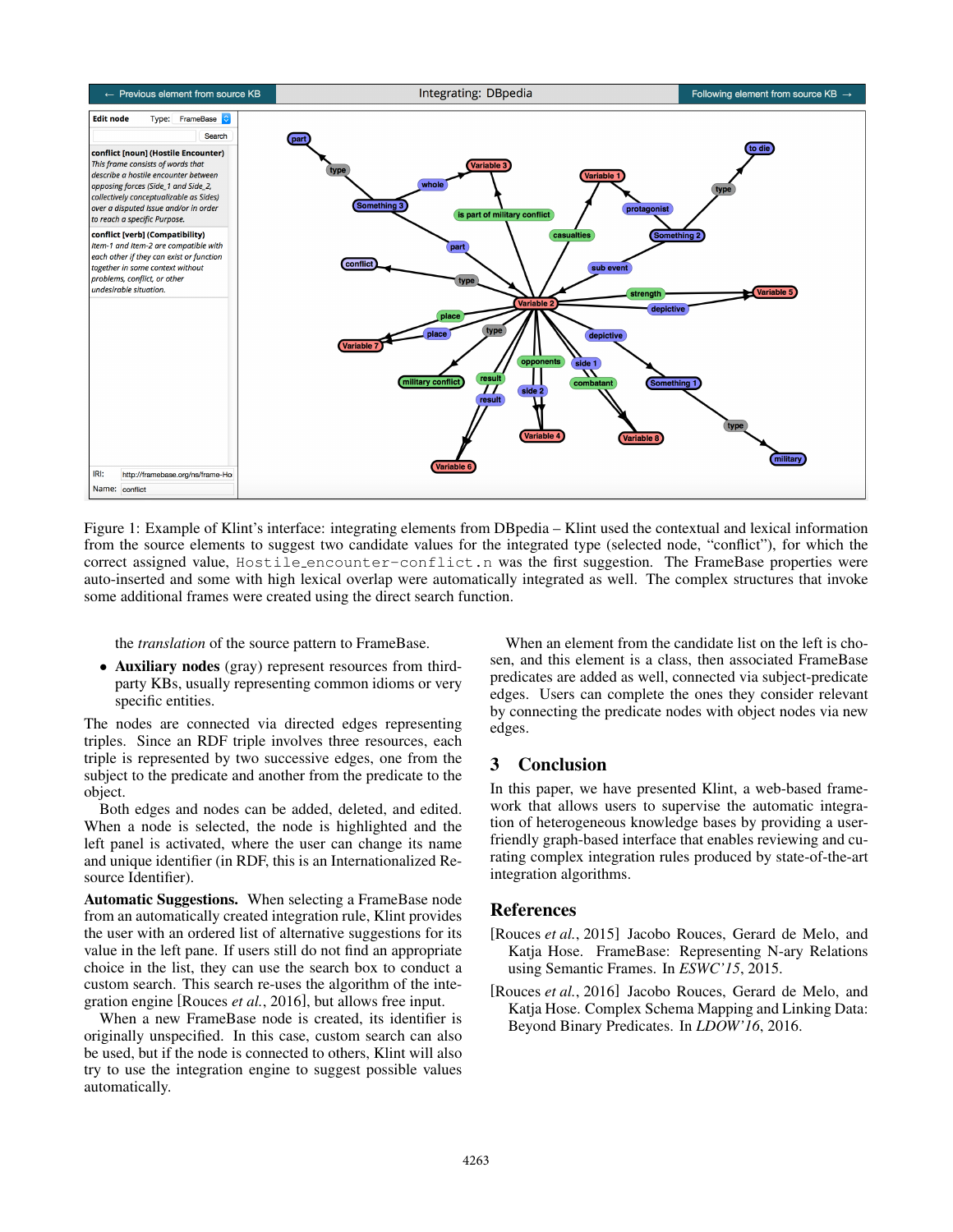Figure 1: Example of Klint's interface: integrating elements from DBpedia – Klint used the contextual and lexical information from the source elements to suggest two candidate values for the integrated type (selected node, "conflict"), for which the correct assigned value, `Hostile_encounter-conflict.n` was the first suggestion. The FrameBase properties were auto-inserted and some with high lexical overlap were automatically integrated as well. The complex structures that invoke some additional frames were created using the direct search function.

the *translation* of the source pattern to FrameBase.

- **Auxiliary nodes** (gray) represent resources from third-party KBs, usually representing common idioms or very specific entities.

The nodes are connected via directed edges representing triples. Since an RDF triple involves three resources, each triple is represented by two successive edges, one from the subject to the predicate and another from the predicate to the object.

Both edges and nodes can be added, deleted, and edited. When a node is selected, the node is highlighted and the left panel is activated, where the user can change its name and unique identifier (in RDF, this is an Internationalized Resource Identifier).

**Automatic Suggestions.** When selecting a FrameBase node from an automatically created integration rule, Klint provides the user with an ordered list of alternative suggestions for its value in the left pane. If users still do not find an appropriate choice in the list, they can use the search box to conduct a custom search. This search re-uses the algorithm of the integration engine [Rouces *et al.*, 2016], but allows free input.

When a new FrameBase node is created, its identifier is originally unspecified. In this case, custom search can also be used, but if the node is connected to others, Klint will also try to use the integration engine to suggest possible values automatically.

When an element from the candidate list on the left is chosen, and this element is a class, then associated FrameBase predicates are added as well, connected via subject-predicate edges. Users can complete the ones they consider relevant by connecting the predicate nodes with object nodes via new edges.

## 3 Conclusion

In this paper, we have presented Klint, a web-based framework that allows users to supervise the automatic integration of heterogeneous knowledge bases by providing a user-friendly graph-based interface that enables reviewing and curating complex integration rules produced by state-of-the-art integration algorithms.

## References

[Rouces *et al.*, 2015] Jacobo Rouces, Gerard de Melo, and Katja Hose. FrameBase: Representing N-ary Relations using Semantic Frames. In *ESWC'15*, 2015.

[Rouces *et al.*, 2016] Jacobo Rouces, Gerard de Melo, and Katja Hose. Complex Schema Mapping and Linking Data: Beyond Binary Predicates. In *LDOW'16*, 2016.